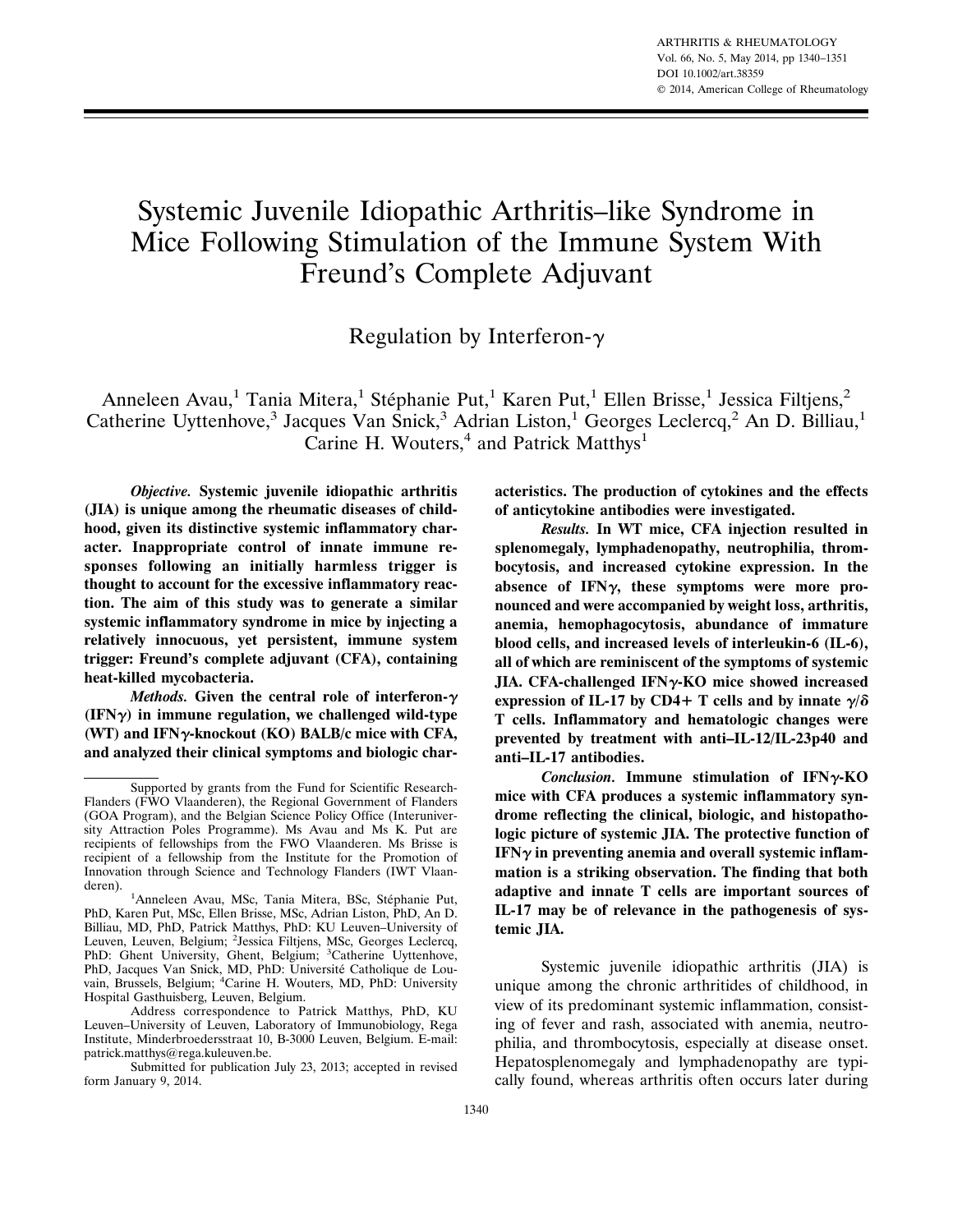# Systemic Juvenile Idiopathic Arthritis–like Syndrome in Mice Following Stimulation of the Immune System With Freund's Complete Adjuvant

## Regulation by Interferon-γ

Anneleen Avau,[1] Tania Mitera,[1] Stéphanie Put,[1] Karen Put,[1] Ellen Brisse,[1] Jessica Filtjens,[2] Catherine Uyttenhove,[3] Jacques Van Snick,[3] Adrian Liston,[1] Georges Leclercq,[2] An D. Billiau,[1] Carine H. Wouters,[4] and Patrick Matthys[1]

***Objective.*** **Systemic juvenile idiopathic arthritis (JIA) is unique among the rheumatic diseases of childhood, given its distinctive systemic inflammatory character. Inappropriate control of innate immune responses following an initially harmless trigger is thought to account for the excessive inflammatory reaction. The aim of this study was to generate a similar systemic inflammatory syndrome in mice by injecting a relatively innocuous, yet persistent, immune system trigger: Freund's complete adjuvant (CFA), containing heat-killed mycobacteria.**

***Methods.*** **Given the central role of interferon-γ (IFNγ) in immune regulation, we challenged wild-type (WT) and IFNγ-knockout (KO) BALB/c mice with CFA, and analyzed their clinical symptoms and biologic characteristics. The production of cytokines and the effects of anticytokine antibodies were investigated.**

***Results.*** **In WT mice, CFA injection resulted in splenomegaly, lymphadenopathy, neutrophilia, thrombocytosis, and increased cytokine expression. In the absence of IFNγ, these symptoms were more pronounced and were accompanied by weight loss, arthritis, anemia, hemophagocytosis, abundance of immature blood cells, and increased levels of interleukin-6 (IL-6), all of which are reminiscent of the symptoms of systemic JIA. CFA-challenged IFNγ-KO mice showed increased expression of IL-17 by CD4+ T cells and by innate γ/δ T cells. Inflammatory and hematologic changes were prevented by treatment with anti–IL-12/IL-23p40 and anti–IL-17 antibodies.**

***Conclusion.*** **Immune stimulation of IFNγ-KO mice with CFA produces a systemic inflammatory syndrome reflecting the clinical, biologic, and histopathologic picture of systemic JIA. The protective function of IFNγ in preventing anemia and overall systemic inflammation is a striking observation. The finding that both adaptive and innate T cells are important sources of IL-17 may be of relevance in the pathogenesis of systemic JIA.**

---

Supported by grants from the Fund for Scientific Research-Flanders (FWO Vlaanderen), the Regional Government of Flanders (GOA Program), and the Belgian Science Policy Office (Interuniversity Attraction Poles Programme). Ms Avau and Ms K. Put are recipients of fellowships from the FWO Vlaanderen. Ms Brisse is recipient of a fellowship from the Institute for the Promotion of Innovation through Science and Technology Flanders (IWT Vlaanderen).

[1]Anneleen Avau, MSc, Tania Mitera, BSc, Stéphanie Put, PhD, Karen Put, MSc, Ellen Brisse, MSc, Adrian Liston, PhD, An D. Billiau, MD, PhD, Patrick Matthys, PhD: KU Leuven–University of Leuven, Leuven, Belgium; [2]Jessica Filtjens, MSc, Georges Leclercq, PhD: Ghent University, Ghent, Belgium; [3]Catherine Uyttenhove, PhD, Jacques Van Snick, MD, PhD: Université Catholique de Louvain, Brussels, Belgium; [4]Carine H. Wouters, MD, PhD: University Hospital Gasthuisberg, Leuven, Belgium.

Address correspondence to Patrick Matthys, PhD, KU Leuven–University of Leuven, Laboratory of Immunobiology, Rega Institute, Minderbroedersstraat 10, B-3000 Leuven, Belgium. E-mail: patrick.matthys@rega.kuleuven.be.

Submitted for publication July 23, 2013; accepted in revised form January 9, 2014.

---

Systemic juvenile idiopathic arthritis (JIA) is unique among the chronic arthritides of childhood, in view of its predominant systemic inflammation, consisting of fever and rash, associated with anemia, neutrophilia, and thrombocytosis, especially at disease onset. Hepatosplenomegaly and lymphadenopathy are typically found, whereas arthritis often occurs later during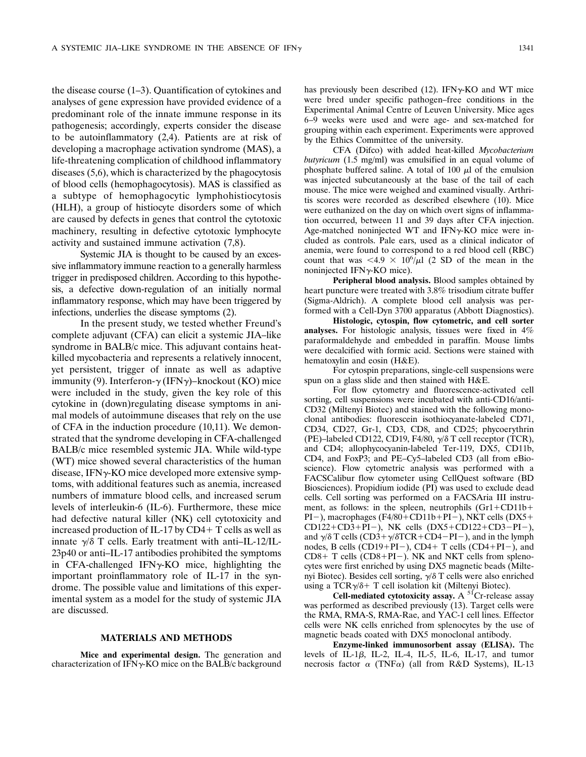the disease course (1–3). Quantification of cytokines and analyses of gene expression have provided evidence of a predominant role of the innate immune response in its pathogenesis; accordingly, experts consider the disease to be autoinflammatory (2,4). Patients are at risk of developing a macrophage activation syndrome (MAS), a life-threatening complication of childhood inflammatory diseases (5,6), which is characterized by the phagocytosis of blood cells (hemophagocytosis). MAS is classified as a subtype of hemophagocytic lymphohistiocytosis (HLH), a group of histiocyte disorders some of which are caused by defects in genes that control the cytotoxic machinery, resulting in defective cytotoxic lymphocyte activity and sustained immune activation (7,8).

Systemic JIA is thought to be caused by an excessive inflammatory immune reaction to a generally harmless trigger in predisposed children. According to this hypothesis, a defective down-regulation of an initially normal inflammatory response, which may have been triggered by infections, underlies the disease symptoms (2).

In the present study, we tested whether Freund's complete adjuvant (CFA) can elicit a systemic JIA–like syndrome in BALB/c mice. This adjuvant contains heat-killed mycobacteria and represents a relatively innocent, yet persistent, trigger of innate as well as adaptive immunity (9). Interferon-γ (IFNγ)–knockout (KO) mice were included in the study, given the key role of this cytokine in (down)regulating disease symptoms in animal models of autoimmune diseases that rely on the use of CFA in the induction procedure (10,11). We demonstrated that the syndrome developing in CFA-challenged BALB/c mice resembled systemic JIA. While wild-type (WT) mice showed several characteristics of the human disease, IFNγ-KO mice developed more extensive symptoms, with additional features such as anemia, increased numbers of immature blood cells, and increased serum levels of interleukin-6 (IL-6). Furthermore, these mice had defective natural killer (NK) cell cytotoxicity and increased production of IL-17 by CD4+ T cells as well as innate γ/δ T cells. Early treatment with anti–IL-12/IL-23p40 or anti–IL-17 antibodies prohibited the symptoms in CFA-challenged IFNγ-KO mice, highlighting the important proinflammatory role of IL-17 in the syndrome. The possible value and limitations of this experimental system as a model for the study of systemic JIA are discussed.

## MATERIALS AND METHODS

**Mice and experimental design.** The generation and characterization of IFNγ-KO mice on the BALB/c background has previously been described (12). IFNγ-KO and WT mice were bred under specific pathogen–free conditions in the Experimental Animal Centre of Leuven University. Mice ages 6–9 weeks were used and were age- and sex-matched for grouping within each experiment. Experiments were approved by the Ethics Committee of the university.

CFA (Difco) with added heat-killed *Mycobacterium butyricum* (1.5 mg/ml) was emulsified in an equal volume of phosphate buffered saline. A total of 100 μl of the emulsion was injected subcutaneously at the base of the tail of each mouse. The mice were weighed and examined visually. Arthritis scores were recorded as described elsewhere (10). Mice were euthanized on the day on which overt signs of inflammation occurred, between 11 and 39 days after CFA injection. Age-matched noninjected WT and IFNγ-KO mice were included as controls. Pale ears, used as a clinical indicator of anemia, were found to correspond to a red blood cell (RBC) count that was $<4.9 \times 10^6/\mu l$ (2 SD of the mean in the noninjected IFNγ-KO mice).

**Peripheral blood analysis.** Blood samples obtained by heart puncture were treated with 3.8% trisodium citrate buffer (Sigma-Aldrich). A complete blood cell analysis was performed with a Cell-Dyn 3700 apparatus (Abbott Diagnostics).

**Histologic, cytospin, flow cytometric, and cell sorter analyses.** For histologic analysis, tissues were fixed in 4% paraformaldehyde and embedded in paraffin. Mouse limbs were decalcified with formic acid. Sections were stained with hematoxylin and eosin (H&E).

For cytospin preparations, single-cell suspensions were spun on a glass slide and then stained with H&E.

For flow cytometry and fluorescence-activated cell sorting, cell suspensions were incubated with anti-CD16/anti-CD32 (Miltenyi Biotec) and stained with the following monoclonal antibodies: fluorescein isothiocyanate-labeled CD71, CD34, CD27, Gr-1, CD3, CD8, and CD25; phycoerythrin (PE)–labeled CD122, CD19, F4/80, γ/δ T cell receptor (TCR), and CD4; allophycocyanin-labeled Ter-119, DX5, CD11b, CD4, and FoxP3; and PE–Cy5–labeled CD3 (all from eBioscience). Flow cytometric analysis was performed with a FACSCalibur flow cytometer using CellQuest software (BD Biosciences). Propidium iodide (PI) was used to exclude dead cells. Cell sorting was performed on a FACSAria III instrument, as follows: in the spleen, neutrophils (Gr1+CD11b+PI−), macrophages (F4/80+CD11b+PI−), NKT cells (DX5+CD122+CD3+PI−), NK cells (DX5+CD122+CD3−PI−), and γ/δ T cells (CD3+γ/δTCR+CD4−PI−), and in the lymph nodes, B cells (CD19+PI−), CD4+ T cells (CD4+PI−), and CD8+ T cells (CD8+PI−). NK and NKT cells from splenocytes were first enriched by using DX5 magnetic beads (Miltenyi Biotec). Besides cell sorting, γ/δ T cells were also enriched using a TCRγ/δ+ T cell isolation kit (Miltenyi Biotec).

**Cell-mediated cytotoxicity assay.** A $^{51}Cr$-release assay was performed as described previously (13). Target cells were the RMA, RMA-S, RMA-Rae, and YAC-1 cell lines. Effector cells were NK cells enriched from splenocytes by the use of magnetic beads coated with DX5 monoclonal antibody.

**Enzyme-linked immunosorbent assay (ELISA).** The levels of IL-1β, IL-2, IL-4, IL-5, IL-6, IL-17, and tumor necrosis factor α (TNFα) (all from R&D Systems), IL-13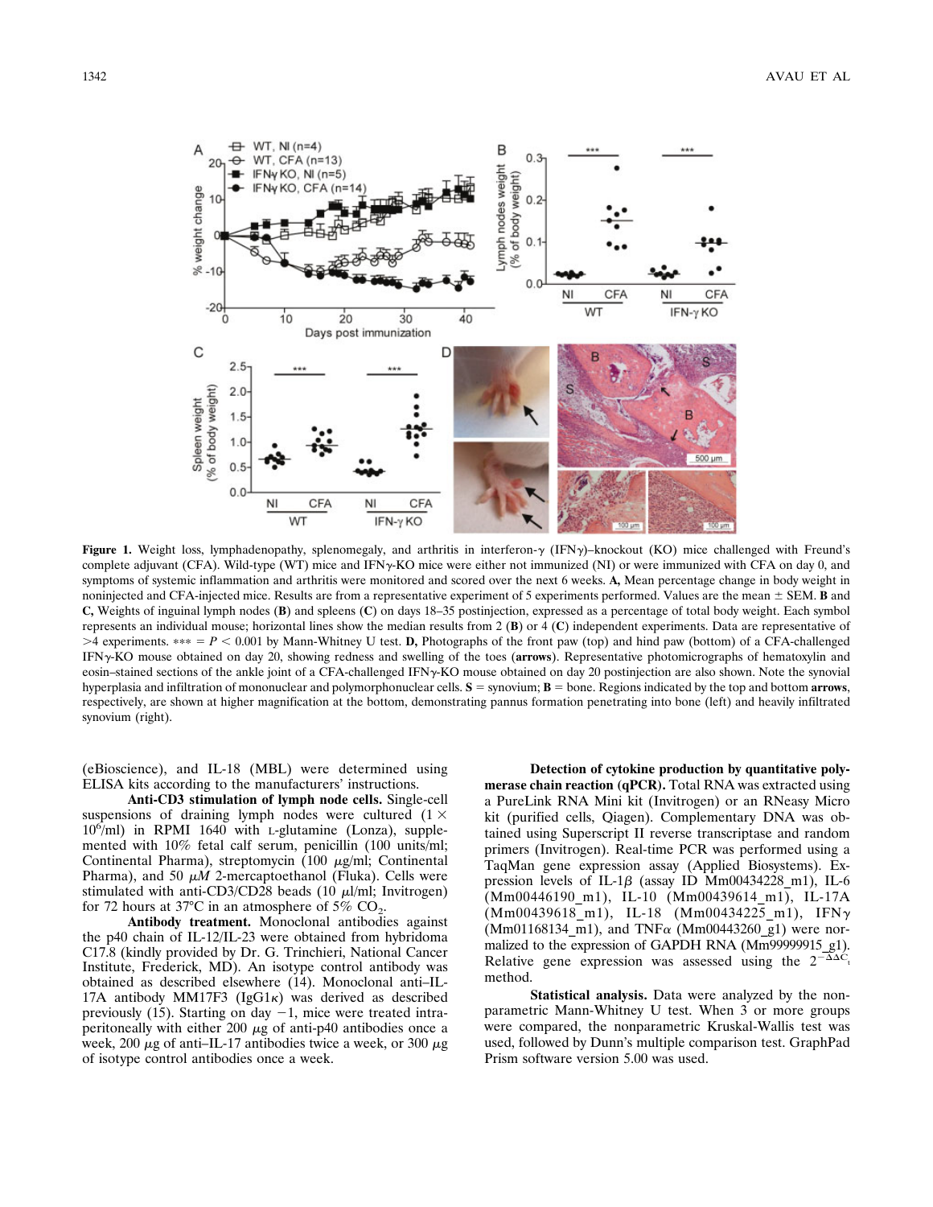**Figure 1.** Weight loss, lymphadenopathy, splenomegaly, and arthritis in interferon-γ (IFNγ)–knockout (KO) mice challenged with Freund's complete adjuvant (CFA). Wild-type (WT) mice and IFNγ-KO mice were either not immunized (NI) or were immunized with CFA on day 0, and symptoms of systemic inflammation and arthritis were monitored and scored over the next 6 weeks. **A,** Mean percentage change in body weight in noninjected and CFA-injected mice. Results are from a representative experiment of 5 experiments performed. Values are the mean ± SEM. **B** and **C,** Weights of inguinal lymph nodes (**B**) and spleens (**C**) on days 18–35 postinjection, expressed as a percentage of total body weight. Each symbol represents an individual mouse; horizontal lines show the median results from 2 (**B**) or 4 (**C**) independent experiments. Data are representative of >4 experiments. *** = $P < 0.001$ by Mann-Whitney U test. **D,** Photographs of the front paw (top) and hind paw (bottom) of a CFA-challenged IFNγ-KO mouse obtained on day 20, showing redness and swelling of the toes (**arrows**). Representative photomicrographs of hematoxylin and eosin–stained sections of the ankle joint of a CFA-challenged IFNγ-KO mouse obtained on day 20 postinjection are also shown. Note the synovial hyperplasia and infiltration of mononuclear and polymorphonuclear cells. **S** = synovium; **B** = bone. Regions indicated by the top and bottom **arrows**, respectively, are shown at higher magnification at the bottom, demonstrating pannus formation penetrating into bone (left) and heavily infiltrated synovium (right).

(eBioscience), and IL-18 (MBL) were determined using ELISA kits according to the manufacturers' instructions.

**Anti-CD3 stimulation of lymph node cells.** Single-cell suspensions of draining lymph nodes were cultured ($1 \times 10^6$/ml) in RPMI 1640 with L-glutamine (Lonza), supplemented with 10% fetal calf serum, penicillin (100 units/ml; Continental Pharma), streptomycin (100 μg/ml; Continental Pharma), and 50 μM 2-mercaptoethanol (Fluka). Cells were stimulated with anti-CD3/CD28 beads (10 μl/ml; Invitrogen) for 72 hours at 37°C in an atmosphere of 5% $CO_2$.

**Antibody treatment.** Monoclonal antibodies against the p40 chain of IL-12/IL-23 were obtained from hybridoma C17.8 (kindly provided by Dr. G. Trinchieri, National Cancer Institute, Frederick, MD). An isotype control antibody was obtained as described elsewhere (14). Monoclonal anti–IL-17A antibody MM17F3 (IgG1κ) was derived as described previously (15). Starting on day −1, mice were treated intraperitoneally with either 200 μg of anti-p40 antibodies once a week, 200 μg of anti–IL-17 antibodies twice a week, or 300 μg of isotype control antibodies once a week.

**Detection of cytokine production by quantitative polymerase chain reaction (qPCR).** Total RNA was extracted using a PureLink RNA Mini kit (Invitrogen) or an RNeasy Micro kit (purified cells, Qiagen). Complementary DNA was obtained using Superscript II reverse transcriptase and random primers (Invitrogen). Real-time PCR was performed using a TaqMan gene expression assay (Applied Biosystems). Expression levels of IL-1β (assay ID Mm00434228_m1), IL-6 (Mm00446190_m1), IL-10 (Mm00439614_m1), IL-17A (Mm00439618_m1), IL-18 (Mm00434225_m1), IFNγ (Mm01168134_m1), and TNFα (Mm00443260_g1) were normalized to the expression of GAPDH RNA (Mm99999915_g1). Relative gene expression was assessed using the $2^{-\Delta\Delta C_t}$ method.

**Statistical analysis.** Data were analyzed by the nonparametric Mann-Whitney U test. When 3 or more groups were compared, the nonparametric Kruskal-Wallis test was used, followed by Dunn's multiple comparison test. GraphPad Prism software version 5.00 was used.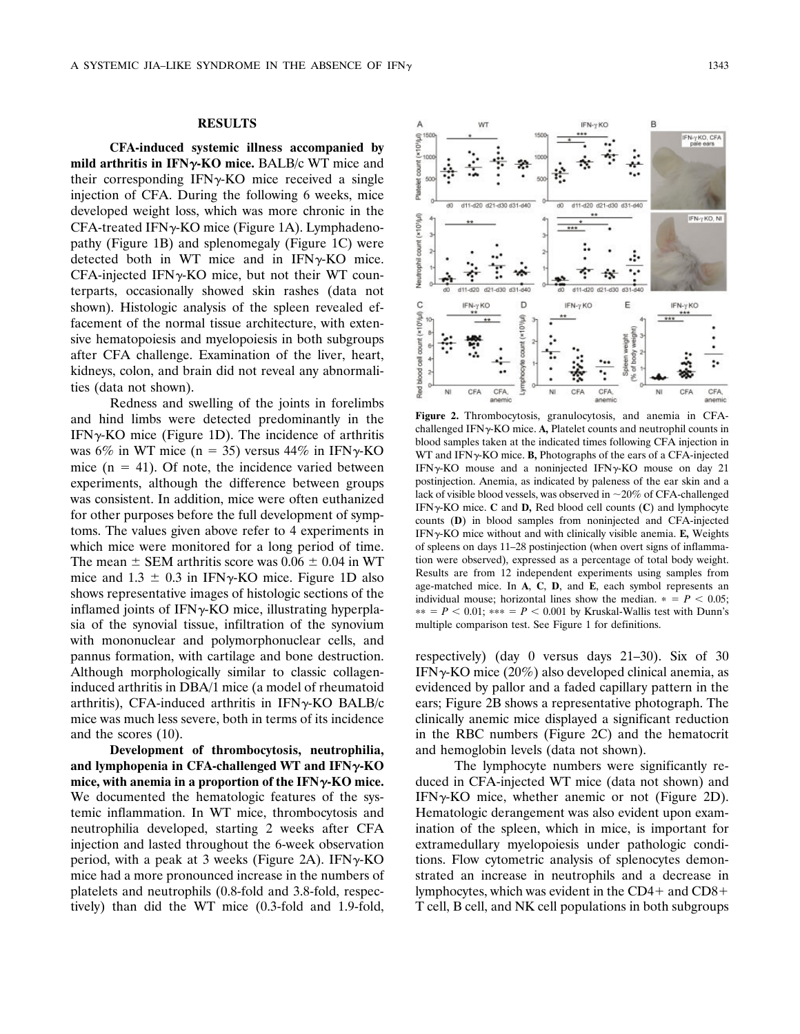## RESULTS

**CFA-induced systemic illness accompanied by mild arthritis in IFNγ-KO mice.** BALB/c WT mice and their corresponding IFNγ-KO mice received a single injection of CFA. During the following 6 weeks, mice developed weight loss, which was more chronic in the CFA-treated IFNγ-KO mice (Figure 1A). Lymphadenopathy (Figure 1B) and splenomegaly (Figure 1C) were detected both in WT mice and in IFNγ-KO mice. CFA-injected IFNγ-KO mice, but not their WT counterparts, occasionally showed skin rashes (data not shown). Histologic analysis of the spleen revealed effacement of the normal tissue architecture, with extensive hematopoiesis and myelopoiesis in both subgroups after CFA challenge. Examination of the liver, heart, kidneys, colon, and brain did not reveal any abnormalities (data not shown).

Redness and swelling of the joints in forelimbs and hind limbs were detected predominantly in the IFNγ-KO mice (Figure 1D). The incidence of arthritis was 6% in WT mice ($n = 35$) versus 44% in IFNγ-KO mice ($n = 41$). Of note, the incidence varied between experiments, although the difference between groups was consistent. In addition, mice were often euthanized for other purposes before the full development of symptoms. The values given above refer to 4 experiments in which mice were monitored for a long period of time. The mean ± SEM arthritis score was $0.06 \pm 0.04$ in WT mice and $1.3 \pm 0.3$ in IFNγ-KO mice. Figure 1D also shows representative images of histologic sections of the inflamed joints of IFNγ-KO mice, illustrating hyperplasia of the synovial tissue, infiltration of the synovium with mononuclear and polymorphonuclear cells, and pannus formation, with cartilage and bone destruction. Although morphologically similar to classic collagen-induced arthritis in DBA/1 mice (a model of rheumatoid arthritis), CFA-induced arthritis in IFNγ-KO BALB/c mice was much less severe, both in terms of its incidence and the scores (10).

**Development of thrombocytosis, neutrophilia, and lymphopenia in CFA-challenged WT and IFNγ-KO mice, with anemia in a proportion of the IFNγ-KO mice.** We documented the hematologic features of the systemic inflammation. In WT mice, thrombocytosis and neutrophilia developed, starting 2 weeks after CFA injection and lasted throughout the 6-week observation period, with a peak at 3 weeks (Figure 2A). IFNγ-KO mice had a more pronounced increase in the numbers of platelets and neutrophils (0.8-fold and 3.8-fold, respectively) than did the WT mice (0.3-fold and 1.9-fold, respectively) (day 0 versus days 21–30). Six of 30 IFNγ-KO mice (20%) also developed clinical anemia, as evidenced by pallor and a faded capillary pattern in the ears; Figure 2B shows a representative photograph. The clinically anemic mice displayed a significant reduction in the RBC numbers (Figure 2C) and the hematocrit and hemoglobin levels (data not shown).

The lymphocyte numbers were significantly reduced in CFA-injected WT mice (data not shown) and IFNγ-KO mice, whether anemic or not (Figure 2D). Hematologic derangement was also evident upon examination of the spleen, which in mice, is important for extramedullary myelopoiesis under pathologic conditions. Flow cytometric analysis of splenocytes demonstrated an increase in neutrophils and a decrease in lymphocytes, which was evident in the CD4+ and CD8+ T cell, B cell, and NK cell populations in both subgroups

**Figure 2.** Thrombocytosis, granulocytosis, and anemia in CFA-challenged IFNγ-KO mice. **A,** Platelet counts and neutrophil counts in blood samples taken at the indicated times following CFA injection in WT and IFNγ-KO mice. **B,** Photographs of the ears of a CFA-injected IFNγ-KO mouse and a noninjected IFNγ-KO mouse on day 21 postinjection. Anemia, as indicated by paleness of the ear skin and a lack of visible blood vessels, was observed in ~20% of CFA-challenged IFNγ-KO mice. **C** and **D,** Red blood cell counts (**C**) and lymphocyte counts (**D**) in blood samples from noninjected and CFA-injected IFNγ-KO mice without and with clinically visible anemia. **E,** Weights of spleens on days 11–28 postinjection (when overt signs of inflammation were observed), expressed as a percentage of total body weight. Results are from 12 independent experiments using samples from age-matched mice. In **A**, **C**, **D**, and **E**, each symbol represents an individual mouse; horizontal lines show the median. * = $P < 0.05$; ** = $P < 0.01$; *** = $P < 0.001$ by Kruskal-Wallis test with Dunn's multiple comparison test. See Figure 1 for definitions.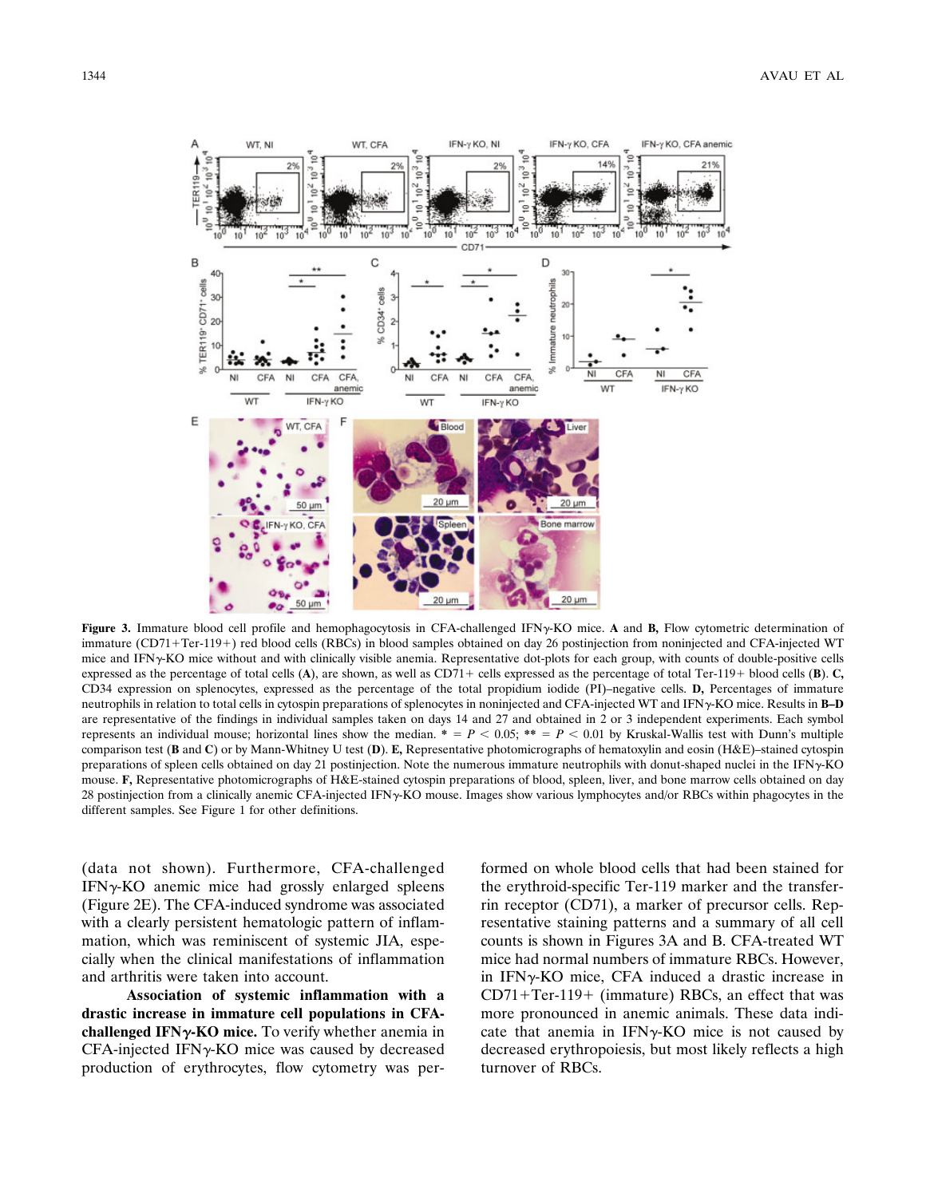**Figure 3.** Immature blood cell profile and hemophagocytosis in CFA-challenged IFNγ-KO mice. **A** and **B,** Flow cytometric determination of immature (CD71+Ter-119+) red blood cells (RBCs) in blood samples obtained on day 26 postinjection from noninjected and CFA-injected WT mice and IFNγ-KO mice without and with clinically visible anemia. Representative dot-plots for each group, with counts of double-positive cells expressed as the percentage of total cells (**A**), are shown, as well as CD71+ cells expressed as the percentage of total Ter-119+ blood cells (**B**). **C,** CD34 expression on splenocytes, expressed as the percentage of the total propidium iodide (PI)–negative cells. **D,** Percentages of immature neutrophils in relation to total cells in cytospin preparations of splenocytes in noninjected and CFA-injected WT and IFNγ-KO mice. Results in **B–D** are representative of the findings in individual samples taken on days 14 and 27 and obtained in 2 or 3 independent experiments. Each symbol represents an individual mouse; horizontal lines show the median. * = $P < 0.05$; ** = $P < 0.01$ by Kruskal-Wallis test with Dunn's multiple comparison test (**B** and **C**) or by Mann-Whitney U test (**D**). **E,** Representative photomicrographs of hematoxylin and eosin (H&E)–stained cytospin preparations of spleen cells obtained on day 21 postinjection. Note the numerous immature neutrophils with donut-shaped nuclei in the IFNγ-KO mouse. **F,** Representative photomicrographs of H&E-stained cytospin preparations of blood, spleen, liver, and bone marrow cells obtained on day 28 postinjection from a clinically anemic CFA-injected IFNγ-KO mouse. Images show various lymphocytes and/or RBCs within phagocytes in the different samples. See Figure 1 for other definitions.

(data not shown). Furthermore, CFA-challenged IFNγ-KO anemic mice had grossly enlarged spleens (Figure 2E). The CFA-induced syndrome was associated with a clearly persistent hematologic pattern of inflammation, which was reminiscent of systemic JIA, especially when the clinical manifestations of inflammation and arthritis were taken into account.

**Association of systemic inflammation with a drastic increase in immature cell populations in CFA-challenged IFNγ-KO mice.** To verify whether anemia in CFA-injected IFNγ-KO mice was caused by decreased production of erythrocytes, flow cytometry was performed on whole blood cells that had been stained for the erythroid-specific Ter-119 marker and the transferrin receptor (CD71), a marker of precursor cells. Representative staining patterns and a summary of all cell counts is shown in Figures 3A and B. CFA-treated WT mice had normal numbers of immature RBCs. However, in IFNγ-KO mice, CFA induced a drastic increase in CD71+Ter-119+ (immature) RBCs, an effect that was more pronounced in anemic animals. These data indicate that anemia in IFNγ-KO mice is not caused by decreased erythropoiesis, but most likely reflects a high turnover of RBCs.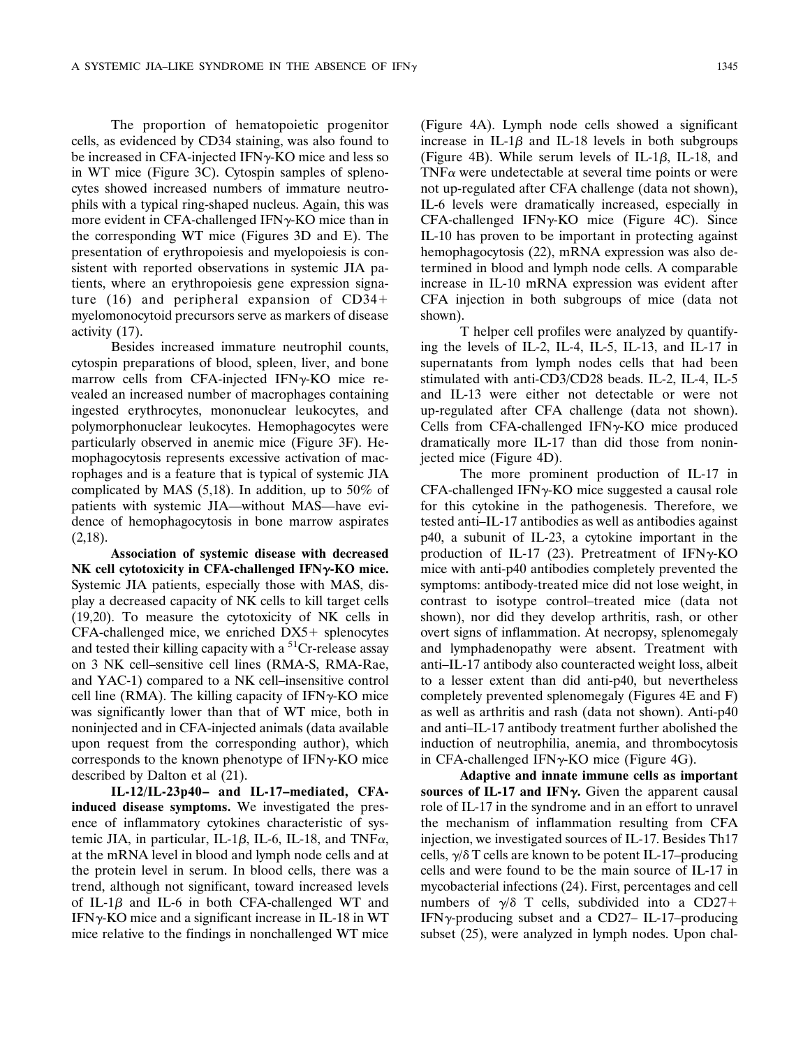The proportion of hematopoietic progenitor cells, as evidenced by CD34 staining, was also found to be increased in CFA-injected IFNγ-KO mice and less so in WT mice (Figure 3C). Cytospin samples of splenocytes showed increased numbers of immature neutrophils with a typical ring-shaped nucleus. Again, this was more evident in CFA-challenged IFNγ-KO than in the corresponding WT mice (Figures 3D and E). The presentation of erythropoiesis and myelopoiesis is consistent with reported observations in systemic JIA patients, where an erythropoiesis gene expression signature (16) and peripheral expansion of CD34+ myelomonocytoid precursors serve as markers of disease activity (17).

Besides increased immature neutrophil counts, cytospin preparations of blood, spleen, liver, and bone marrow cells from CFA-injected IFNγ-KO mice revealed an increased number of macrophages containing ingested erythrocytes, mononuclear leukocytes, and polymorphonuclear leukocytes. Hemophagocytes were particularly observed in anemic mice (Figure 3F). Hemophagocytosis represents excessive activation of macrophages and is a feature that is typical of systemic JIA complicated by MAS (5,18). In addition, up to 50% of patients with systemic JIA—without MAS—have evidence of hemophagocytosis in bone marrow aspirates (2,18).

**Association of systemic disease with decreased NK cell cytotoxicity in CFA-challenged IFNγ-KO mice.** Systemic JIA patients, especially those with MAS, display a decreased capacity of NK cells to kill target cells (19,20). To measure the cytotoxicity of NK cells in CFA-challenged mice, we enriched DX5+ splenocytes and tested their killing capacity with a $^{51}$Cr-release assay on 3 NK cell–sensitive cell lines (RMA-S, RMA-Rae, and YAC-1) compared to a NK cell–insensitive control cell line (RMA). The killing capacity of IFNγ-KO mice was significantly lower than that of WT mice, both in noninjected and in CFA-injected animals (data available upon request from the corresponding author), which corresponds to the known phenotype of IFNγ-KO mice described by Dalton et al (21).

**IL-12/IL-23p40– and IL-17–mediated, CFA-induced disease symptoms.** We investigated the presence of inflammatory cytokines characteristic of systemic JIA, in particular, IL-1β, IL-6, IL-18, and TNFα, at the mRNA level in blood and lymph node cells and at the protein level in serum. In blood cells, there was a trend, although not significant, toward increased levels of IL-1β and IL-6 in both CFA-challenged WT and IFNγ-KO mice and a significant increase in IL-18 in WT mice relative to the findings in nonchallenged WT mice (Figure 4A). Lymph node cells showed a significant increase in IL-1β and IL-18 levels in both subgroups (Figure 4B). While serum levels of IL-1β, IL-18, and TNFα were undetectable at several time points or were not up-regulated after CFA challenge (data not shown), IL-6 levels were dramatically increased, especially in CFA-challenged IFNγ-KO mice (Figure 4C). Since IL-10 has proven to be important in protecting against hemophagocytosis (22), mRNA expression was also determined in blood and lymph node cells. A comparable increase in IL-10 mRNA expression was evident after CFA injection in both subgroups of mice (data not shown).

T helper cell profiles were analyzed by quantifying the levels of IL-2, IL-4, IL-5, IL-13, and IL-17 in supernatants from lymph nodes cells that had been stimulated with anti-CD3/CD28 beads. IL-2, IL-4, IL-5 and IL-13 were either not detectable or were not up-regulated after CFA challenge (data not shown). Cells from CFA-challenged IFNγ-KO mice produced dramatically more IL-17 than did those from noninjected mice (Figure 4D).

The more prominent production of IL-17 in CFA-challenged IFNγ-KO mice suggested a causal role for this cytokine in the pathogenesis. Therefore, we tested anti–IL-17 antibodies as well as antibodies against p40, a subunit of IL-23, a cytokine important in the production of IL-17 (23). Pretreatment of IFNγ-KO mice with anti-p40 antibodies completely prevented the symptoms: antibody-treated mice did not lose weight, in contrast to isotype control–treated mice (data not shown), nor did they develop arthritis, rash, or other overt signs of inflammation. At necropsy, splenomegaly and lymphadenopathy were absent. Treatment with anti–IL-17 antibody also counteracted weight loss, albeit to a lesser extent than did anti-p40, but nevertheless completely prevented splenomegaly (Figures 4E and F) as well as arthritis and rash (data not shown). Anti-p40 and anti–IL-17 antibody treatment further abolished the induction of neutrophilia, anemia, and thrombocytosis in CFA-challenged IFNγ-KO mice (Figure 4G).

**Adaptive and innate immune cells as important sources of IL-17 and IFNγ.** Given the apparent causal role of IL-17 in the syndrome and in an effort to unravel the mechanism of inflammation resulting from CFA injection, we investigated sources of IL-17. Besides Th17 cells, γ/δ T cells are known to be potent IL-17–producing cells and were found to be the main source of IL-17 in mycobacterial infections (24). First, percentages and cell numbers of γ/δ T cells, subdivided into a CD27+ IFNγ-producing subset and a CD27− IL-17–producing subset (25), were analyzed in lymph nodes. Upon chal-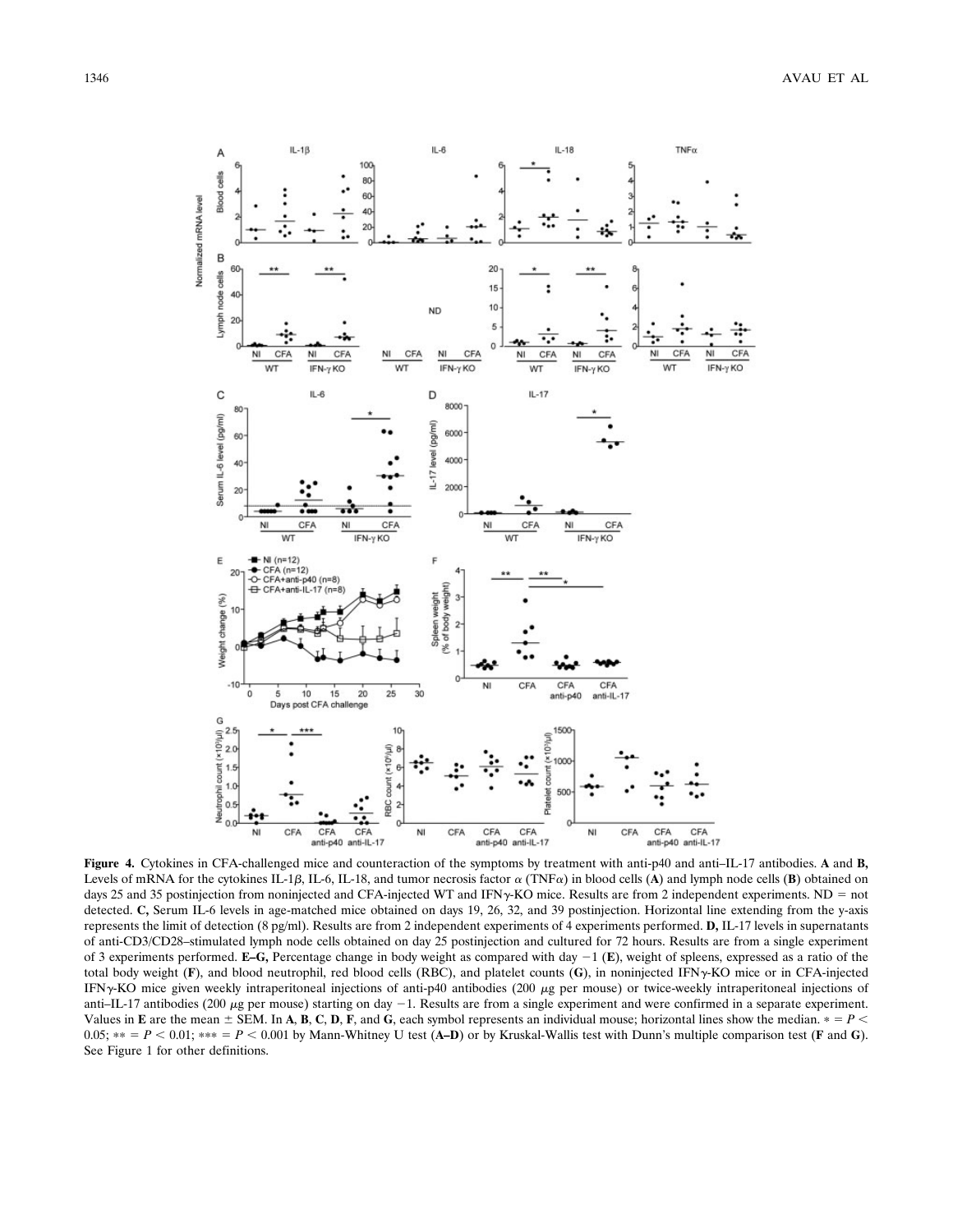**Figure 4.** Cytokines in CFA-challenged mice and counteraction of the symptoms by treatment with anti-p40 and anti–IL-17 antibodies. **A** and **B,** Levels of mRNA for the cytokines IL-1β, IL-6, IL-18, and tumor necrosis factor α (TNFα) in blood cells (**A**) and lymph node cells (**B**) obtained on days 25 and 35 postinjection from noninjected and CFA-injected WT and IFNγ-KO mice. Results are from 2 independent experiments. ND = not detected. **C,** Serum IL-6 levels in age-matched mice obtained on days 19, 26, 32, and 39 postinjection. Horizontal line extending from the y-axis represents the limit of detection (8 pg/ml). Results are from 2 independent experiments of 4 experiments performed. **D,** IL-17 levels in supernatants of anti-CD3/CD28–stimulated lymph node cells obtained on day 25 postinjection and cultured for 72 hours. Results are from a single experiment of 3 experiments performed. **E–G,** Percentage change in body weight as compared with day −1 (**E**), weight of spleens, expressed as a ratio of the total body weight (**F**), and blood neutrophil, red blood cells (RBC), and platelet counts (**G**), in noninjected IFNγ-KO mice or in CFA-injected IFNγ-KO mice given weekly intraperitoneal injections of anti-p40 antibodies (200 μg per mouse) or twice-weekly intraperitoneal injections of anti–IL-17 antibodies (200 μg per mouse) starting on day −1. Results are from a single experiment and were confirmed in a separate experiment. Values in **E** are the mean ± SEM. In **A**, **B**, **C**, **D**, **F**, and **G**, each symbol represents an individual mouse; horizontal lines show the median. * = $P < 0.05$; ** = $P < 0.01$; *** = $P < 0.001$ by Mann-Whitney U test (**A–D**) or by Kruskal-Wallis test with Dunn's multiple comparison test (**F** and **G**). See Figure 1 for other definitions.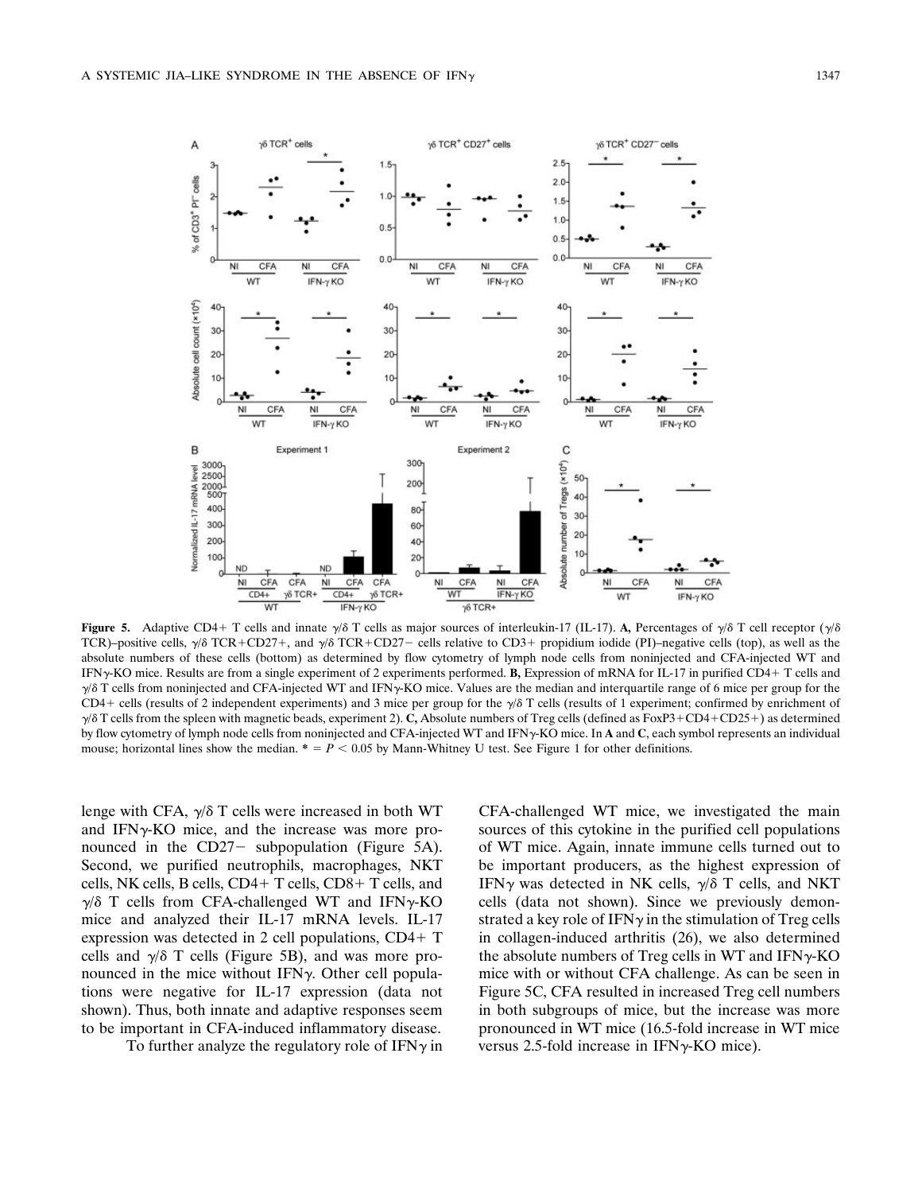**Figure 5.** Adaptive CD4+ T cells and innate γ/δ T cells as major sources of interleukin-17 (IL-17). **A,** Percentages of γ/δ T cell receptor (γ/δ TCR)–positive cells, γ/δ TCR+CD27+, and γ/δ TCR+CD27− cells relative to CD3+ propidium iodide (PI)–negative cells (top), as well as the absolute numbers of these cells (bottom) as determined by flow cytometry of lymph node cells from noninjected and CFA-injected WT and IFNγ-KO mice. Results are from a single experiment of 2 experiments performed. **B,** Expression of mRNA for IL-17 in purified CD4+ T cells and γ/δ T cells from noninjected and CFA-injected WT and IFNγ-KO mice. Values are the median and interquartile range of 6 mice per group for the CD4+ cells (results of 2 independent experiments) and 3 mice per group for the γ/δ T cells (results of 1 experiment; confirmed by enrichment of γ/δ T cells from the spleen with magnetic beads, experiment 2). **C,** Absolute numbers of Treg cells (defined as FoxP3+CD4+CD25+) as determined by flow cytometry of lymph node cells from noninjected and CFA-injected WT and IFNγ-KO mice. In **A** and **C**, each symbol represents an individual mouse; horizontal lines show the median. * = $P < 0.05$ by Mann-Whitney U test. See Figure 1 for other definitions.

lenge with CFA, γ/δ T cells were increased in both WT and IFNγ-KO mice, and the increase was more pronounced in the CD27− subpopulation (Figure 5A). Second, we purified neutrophils, macrophages, NKT cells, NK cells, B cells, CD4+ T cells, CD8+ T cells, and γ/δ T cells from CFA-challenged WT and IFNγ-KO mice and analyzed their IL-17 mRNA levels. IL-17 expression was detected in 2 cell populations, CD4+ T cells and γ/δ T cells (Figure 5B), and was more pronounced in the mice without IFNγ. Other cell populations were negative for IL-17 expression (data not shown). Thus, both innate and adaptive responses seem to be important in CFA-induced inflammatory disease.

To further analyze the regulatory role of IFNγ in CFA-challenged WT mice, we investigated the main sources of this cytokine in the purified cell populations of WT mice. Again, innate immune cells turned out to be important producers, as the highest expression of IFNγ was detected in NK cells, γ/δ T cells, and NKT cells (data not shown). Since we previously demonstrated a key role of IFNγ in the stimulation of Treg cells in collagen-induced arthritis (26), we also determined the absolute numbers of Treg cells in WT and IFNγ-KO mice with or without CFA challenge. As can be seen in Figure 5C, CFA resulted in increased Treg cell numbers in both subgroups of mice, but the increase was more pronounced in WT mice (16.5-fold increase in WT mice versus 2.5-fold increase in IFNγ-KO mice).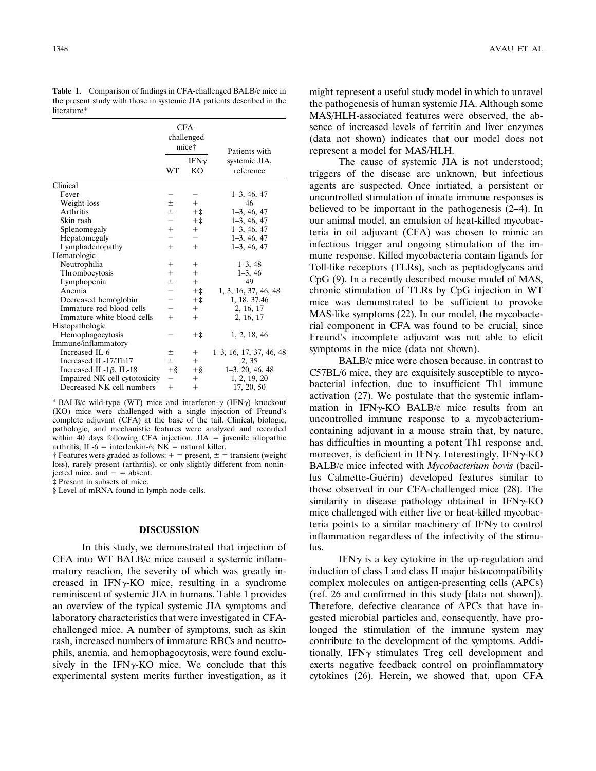**Table 1.** Comparison of findings in CFA-challenged BALB/c mice in the present study with those in systemic JIA patients described in the literature*

| | CFA-challenged mice† | | Patients with systemic JIA, reference |
|---|---|---|---|
| | WT | IFNγ KO | |
| Clinical | | | |
| Fever | − | − | 1–3, 46, 47 |
| Weight loss | ± | + | 46 |
| Arthritis | ± | +‡ | 1–3, 46, 47 |
| Skin rash | − | +‡ | 1–3, 46, 47 |
| Splenomegaly | + | + | 1–3, 46, 47 |
| Hepatomegaly | − | − | 1–3, 46, 47 |
| Lymphadenopathy | + | + | 1–3, 46, 47 |
| Hematologic | | | |
| Neutrophilia | + | + | 1–3, 48 |
| Thrombocytosis | + | + | 1–3, 46 |
| Lymphopenia | ± | + | 49 |
| Anemia | − | +‡ | 1, 3, 16, 37, 46, 48 |
| Decreased hemoglobin | − | +‡ | 1, 18, 37,46 |
| Immature red blood cells | − | + | 2, 16, 17 |
| Immature white blood cells | + | + | 2, 16, 17 |
| Histopathologic | | | |
| Hemophagocytosis | − | +‡ | 1, 2, 18, 46 |
| Immune/inflammatory | | | |
| Increased IL-6 | ± | + | 1–3, 16, 17, 37, 46, 48 |
| Increased IL-17/Th17 | ± | + | 2, 35 |
| Increased IL-1β, IL-18 | +§ | +§ | 1–3, 20, 46, 48 |
| Impaired NK cell cytotoxicity | − | + | 1, 2, 19, 20 |
| Decreased NK cell numbers | + | + | 17, 20, 50 |

* BALB/c wild-type (WT) mice and interferon-γ (IFNγ)–knockout (KO) mice were challenged with a single injection of Freund's complete adjuvant (CFA) at the base of the tail. Clinical, biologic, pathologic, and mechanistic features were analyzed and recorded within 40 days following CFA injection. JIA = juvenile idiopathic arthritis; IL-6 = interleukin-6; NK = natural killer.

† Features were graded as follows: + = present, ± = transient (weight loss), rarely present (arthritis), or only slightly different from noninjected mice, and − = absent.

‡ Present in subsets of mice.

§ Level of mRNA found in lymph node cells.

## DISCUSSION

In this study, we demonstrated that injection of CFA into WT BALB/c mice caused a systemic inflammatory reaction, the severity of which was greatly increased in IFNγ-KO mice, resulting in a syndrome reminiscent of systemic JIA in humans. Table 1 provides an overview of the typical systemic JIA symptoms and laboratory characteristics that were investigated in CFA-challenged mice. A number of symptoms, such as skin rash, increased numbers of immature RBCs and neutrophils, anemia, and hemophagocytosis, were found exclusively in the IFNγ-KO mice. We conclude that this experimental system merits further investigation, as it might represent a useful study model in which to unravel the pathogenesis of human systemic JIA. Although some MAS/HLH-associated features were observed, the absence of increased levels of ferritin and liver enzymes (data not shown) indicates that our model does not represent a model for MAS/HLH.

The cause of systemic JIA is not understood; triggers of the disease are unknown, but infectious agents are suspected. Once initiated, a persistent or uncontrolled stimulation of innate immune responses is believed to be important in the pathogenesis (2–4). In our animal model, an emulsion of heat-killed mycobacteria in oil adjuvant (CFA) was chosen to mimic an infectious trigger and ongoing stimulation of the immune response. Killed mycobacteria contain ligands for Toll-like receptors (TLRs), such as peptidoglycans and CpG (9). In a recently described mouse model of MAS, chronic stimulation of TLRs by CpG injection in WT mice was demonstrated to be sufficient to provoke MAS-like symptoms (22). In our model, the mycobacterial component in CFA was found to be crucial, since Freund's incomplete adjuvant was not able to elicit symptoms in the mice (data not shown).

BALB/c mice were chosen because, in contrast to C57BL/6 mice, they are exquisitely susceptible to mycobacterial infection, due to insufficient Th1 immune activation (27). We postulate that the systemic inflammation in IFNγ-KO BALB/c mice results from an uncontrolled immune response to a mycobacterium-containing adjuvant in a mouse strain that, by nature, has difficulties in mounting a potent Th1 response and, moreover, is deficient in IFNγ. Interestingly, IFNγ-KO BALB/c mice infected with *Mycobacterium bovis* (bacillus Calmette-Guérin) developed features similar to those observed in our CFA-challenged mice (28). The similarity in disease pathology obtained in IFNγ-KO mice challenged with either live or heat-killed mycobacteria points to a similar machinery of IFNγ to control inflammation regardless of the infectivity of the stimulus.

IFNγ is a key cytokine in the up-regulation and induction of class I and class II major histocompatibility complex molecules on antigen-presenting cells (APCs) (ref. 26 and confirmed in this study [data not shown]). Therefore, defective clearance of APCs that have ingested microbial particles and, consequently, have prolonged the stimulation of the immune system may contribute to the development of the symptoms. Additionally, IFNγ stimulates Treg cell development and exerts negative feedback control on proinflammatory cytokines (26). Herein, we showed that, upon CFA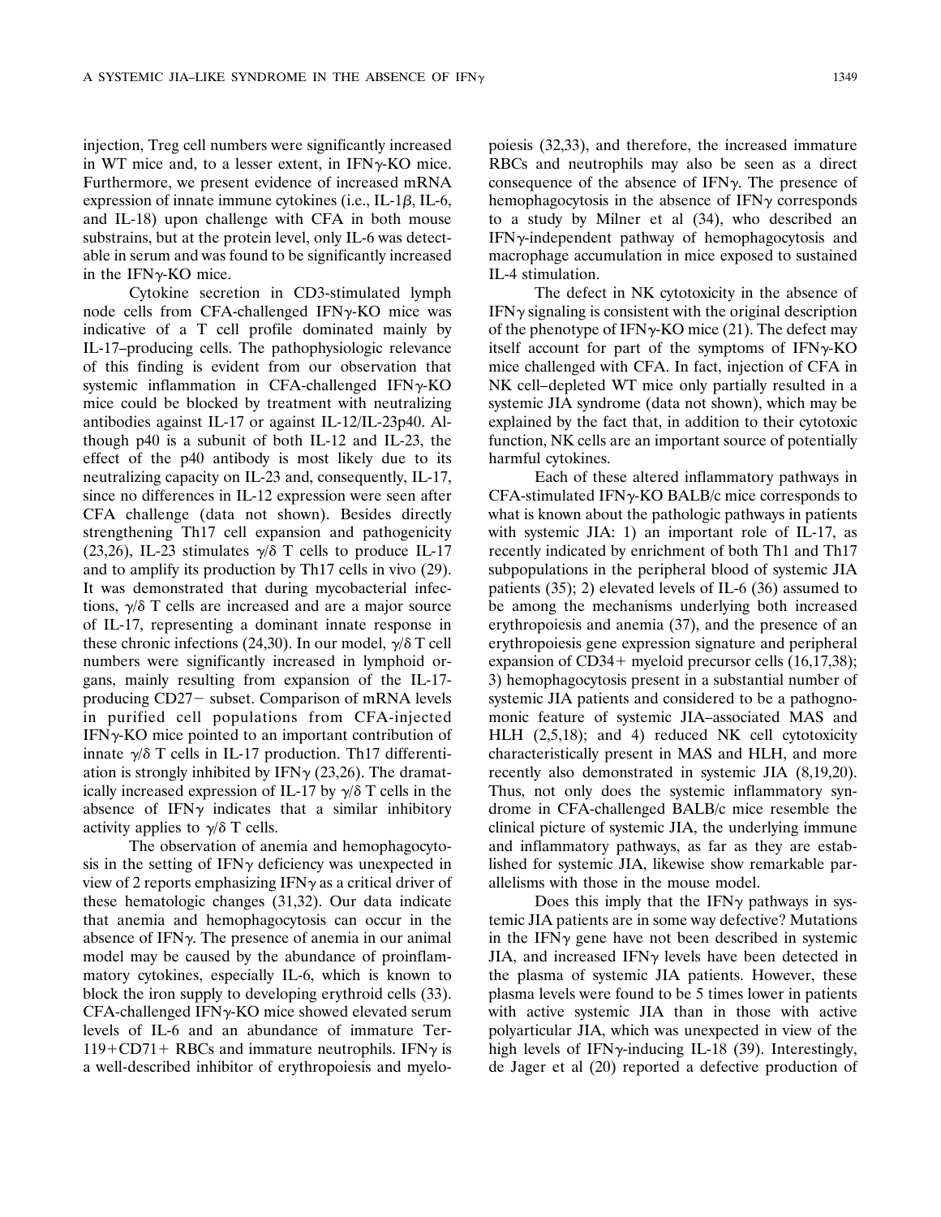injection, Treg cell numbers were significantly increased in WT mice and, to a lesser extent, in IFNγ-KO mice. Furthermore, we present evidence of increased mRNA expression of innate immune cytokines (i.e., IL-1β, IL-6, and IL-18) upon challenge with CFA in both mouse substrains, but at the protein level, only IL-6 was detectable in serum and was found to be significantly increased in the IFNγ-KO mice.

Cytokine secretion in CD3-stimulated lymph node cells from CFA-challenged IFNγ-KO mice was indicative of a T cell profile dominated mainly by IL-17–producing cells. The pathophysiologic relevance of this finding is evident from our observation that systemic inflammation in CFA-challenged IFNγ-KO mice could be blocked by treatment with neutralizing antibodies against IL-17 or against IL-12/IL-23p40. Although p40 is a subunit of both IL-12 and IL-23, the effect of the p40 antibody is most likely due to its neutralizing capacity on IL-23 and, consequently, IL-17, since no differences in IL-12 expression were seen after CFA challenge (data not shown). Besides directly strengthening Th17 cell expansion and pathogenicity (23,26), IL-23 stimulates γ/δ T cells to produce IL-17 and to amplify its production by Th17 cells in vivo (29). It was demonstrated that during mycobacterial infections, γ/δ T cells are increased and are a major source of IL-17, representing a dominant innate response in these chronic infections (24,30). In our model, γ/δ T cell numbers were significantly increased in lymphoid organs, mainly resulting from expansion of the IL-17-producing CD27− subset. Comparison of mRNA levels in purified cell populations from CFA-injected IFNγ-KO mice pointed to an important contribution of innate γ/δ T cells in IL-17 production. Th17 differentiation is strongly inhibited by IFNγ (23,26). The dramatically increased expression of IL-17 by γ/δ T cells in the absence of IFNγ indicates that a similar inhibitory activity applies to γ/δ T cells.

The observation of anemia and hemophagocytosis in the setting of IFNγ deficiency was unexpected in view of 2 reports emphasizing IFNγ as a critical driver of these hematologic changes (31,32). Our data indicate that anemia and hemophagocytosis can occur in the absence of IFNγ. The presence of anemia in our animal model may be caused by the abundance of proinflammatory cytokines, especially IL-6, which is known to block the iron supply to developing erythroid cells (33). CFA-challenged IFNγ-KO mice showed elevated serum levels of IL-6 and an abundance of immature Ter-119+CD71+ RBCs and immature neutrophils. IFNγ is a well-described inhibitor of erythropoiesis and myelopoiesis (32,33), and therefore, the increased immature RBCs and neutrophils may also be seen as a direct consequence of the absence of IFNγ. The presence of hemophagocytosis in the absence of IFNγ corresponds to a study by Milner et al (34), who described an IFNγ-independent pathway of hemophagocytosis and macrophage accumulation in mice exposed to sustained IL-4 stimulation.

The defect in NK cytotoxicity in the absence of IFNγ signaling is consistent with the original description of the phenotype of IFNγ-KO mice (21). The defect may itself account for part of the symptoms of IFNγ-KO mice challenged with CFA. In fact, injection of CFA in NK cell–depleted WT mice only partially resulted in a systemic JIA syndrome (data not shown), which may be explained by the fact that, in addition to their cytotoxic function, NK cells are an important source of potentially harmful cytokines.

Each of these altered inflammatory pathways in CFA-stimulated IFNγ-KO BALB/c mice corresponds to what is known about the pathologic pathways in patients with systemic JIA: 1) an important role of IL-17, as recently indicated by enrichment of both Th1 and Th17 subpopulations in the peripheral blood of systemic JIA patients (35); 2) elevated levels of IL-6 (36) assumed to be among the mechanisms underlying both increased erythropoiesis and anemia (37), and the presence of an erythropoiesis gene expression signature and peripheral expansion of CD34+ myeloid precursor cells (16,17,38); 3) hemophagocytosis present in a substantial number of systemic JIA patients and considered to be a pathognomonic feature of systemic JIA–associated MAS and HLH (2,5,18); and 4) reduced NK cell cytotoxicity characteristically present in MAS and HLH, and more recently also demonstrated in systemic JIA (8,19,20). Thus, not only does the systemic inflammatory syndrome in CFA-challenged BALB/c mice resemble the clinical picture of systemic JIA, the underlying immune and inflammatory pathways, as far as they are established for systemic JIA, likewise show remarkable parallelisms with those in the mouse model.

Does this imply that the IFNγ pathways in systemic JIA patients are in some way defective? Mutations in the IFNγ gene have not been described in systemic JIA, and increased IFNγ levels have been detected in the plasma of systemic JIA patients. However, these plasma levels were found to be 5 times lower in patients with active systemic JIA than in those with active polyarticular JIA, which was unexpected in view of the high levels of IFNγ-inducing IL-18 (39). Interestingly, de Jager et al (20) reported a defective production of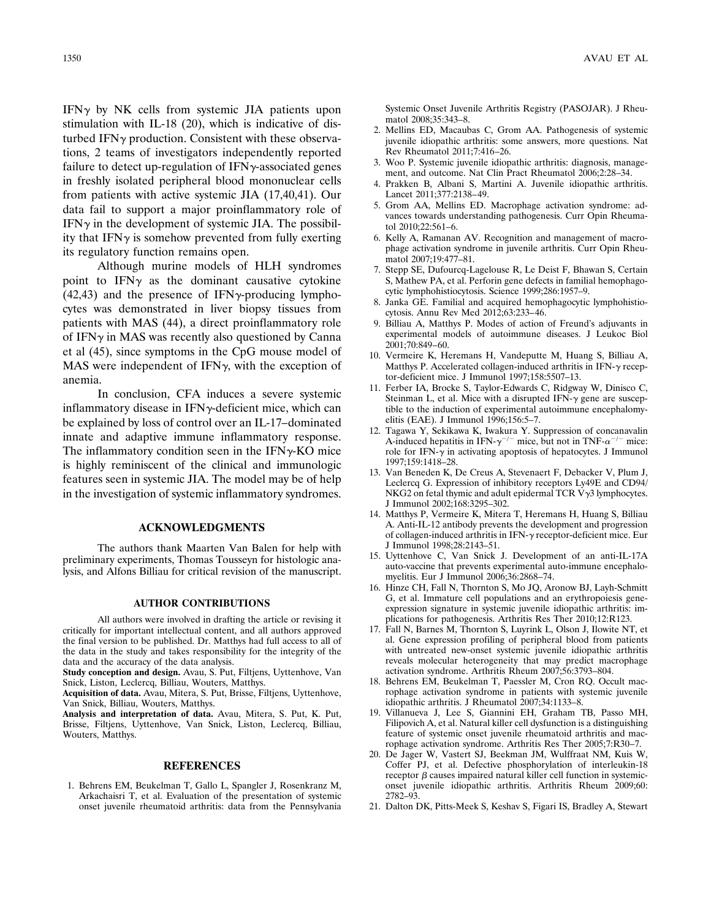IFNγ by NK cells from systemic JIA patients upon stimulation with IL-18 (20), which is indicative of disturbed IFNγ production. Consistent with these observations, 2 teams of investigators independently reported failure to detect up-regulation of IFNγ-associated genes in freshly isolated peripheral blood mononuclear cells from patients with active systemic JIA (17,40,41). Our data fail to support a major proinflammatory role of IFNγ in the development of systemic JIA. The possibility that IFNγ is somehow prevented from fully exerting its regulatory function remains open.

Although murine models of HLH syndromes point to IFNγ as the dominant causative cytokine (42,43) and the presence of IFNγ-producing lymphocytes was demonstrated in liver biopsy tissues from patients with MAS (44), a direct proinflammatory role of IFNγ in MAS was recently also questioned by Canna et al (45), since symptoms in the CpG mouse model of MAS were independent of IFNγ, with the exception of anemia.

In conclusion, CFA induces a severe systemic inflammatory disease in IFNγ-deficient mice, which can be explained by loss of control over an IL-17–dominated innate and adaptive immune inflammatory response. The inflammatory condition seen in the IFNγ-KO mice is highly reminiscent of the clinical and immunologic features seen in systemic JIA. The model may be of help in the investigation of systemic inflammatory syndromes.

## ACKNOWLEDGMENTS

The authors thank Maarten Van Balen for help with preliminary experiments, Thomas Tousseyn for histologic analysis, and Alfons Billiau for critical revision of the manuscript.

## AUTHOR CONTRIBUTIONS

All authors were involved in drafting the article or revising it critically for important intellectual content, and all authors approved the final version to be published. Dr. Matthys had full access to all of the data in the study and takes responsibility for the integrity of the data and the accuracy of the data analysis.

**Study conception and design.** Avau, S. Put, Filtjens, Uyttenhove, Van Snick, Liston, Leclercq, Billiau, Wouters, Matthys.

**Acquisition of data.** Avau, Mitera, S. Put, Brisse, Filtjens, Uyttenhove, Van Snick, Billiau, Wouters, Matthys.

**Analysis and interpretation of data.** Avau, Mitera, S. Put, K. Put, Brisse, Filtjens, Uyttenhove, Van Snick, Liston, Leclercq, Billiau, Wouters, Matthys.

## REFERENCES

1. Behrens EM, Beukelman T, Gallo L, Spangler J, Rosenkranz M, Arkachaisri T, et al. Evaluation of the presentation of systemic onset juvenile rheumatoid arthritis: data from the Pennsylvania Systemic Onset Juvenile Arthritis Registry (PASOJAR). J Rheumatol 2008;35:343–8.
2. Mellins ED, Macaubas C, Grom AA. Pathogenesis of systemic juvenile idiopathic arthritis: some answers, more questions. Nat Rev Rheumatol 2011;7:416–26.
3. Woo P. Systemic juvenile idiopathic arthritis: diagnosis, management, and outcome. Nat Clin Pract Rheumatol 2006;2:28–34.
4. Prakken B, Albani S, Martini A. Juvenile idiopathic arthritis. Lancet 2011;377:2138–49.
5. Grom AA, Mellins ED. Macrophage activation syndrome: advances towards understanding pathogenesis. Curr Opin Rheumatol 2010;22:561–6.
6. Kelly A, Ramanan AV. Recognition and management of macrophage activation syndrome in juvenile arthritis. Curr Opin Rheumatol 2007;19:477–81.
7. Stepp SE, Dufourcq-Lagelouse R, Le Deist F, Bhawan S, Certain S, Mathew PA, et al. Perforin gene defects in familial hemophagocytic lymphohistiocytosis. Science 1999;286:1957–9.
8. Janka GE. Familial and acquired hemophagocytic lymphohistiocytosis. Annu Rev Med 2012;63:233–46.
9. Billiau A, Matthys P. Modes of action of Freund's adjuvants in experimental models of autoimmune diseases. J Leukoc Biol 2001;70:849–60.
10. Vermeire K, Heremans H, Vandeputte M, Huang S, Billiau A, Matthys P. Accelerated collagen-induced arthritis in IFN-γ receptor-deficient mice. J Immunol 1997;158:5507–13.
11. Ferber IA, Brocke S, Taylor-Edwards C, Ridgway W, Dinisco C, Steinman L, et al. Mice with a disrupted IFN-γ gene are susceptible to the induction of experimental autoimmune encephalomyelitis (EAE). J Immunol 1996;156:5–7.
12. Tagawa Y, Sekikawa K, Iwakura Y. Suppression of concanavalin A-induced hepatitis in IFN-$\gamma^{-/-}$ mice, but not in TNF-$\alpha^{-/-}$ mice: role for IFN-γ in activating apoptosis of hepatocytes. J Immunol 1997;159:1418–28.
13. Van Beneden K, De Creus A, Stevenaert F, Debacker V, Plum J, Leclercq G. Expression of inhibitory receptors Ly49E and CD94/NKG2 on fetal thymic and adult epidermal TCR Vγ3 lymphocytes. J Immunol 2002;168:3295–302.
14. Matthys P, Vermeire K, Mitera T, Heremans H, Huang S, Billiau A. Anti-IL-12 antibody prevents the development and progression of collagen-induced arthritis in IFN-γ receptor-deficient mice. Eur J Immunol 1998;28:2143–51.
15. Uyttenhove C, Van Snick J. Development of an anti-IL-17A auto-vaccine that prevents experimental auto-immune encephalomyelitis. Eur J Immunol 2006;36:2868–74.
16. Hinze CH, Fall N, Thornton S, Mo JQ, Aronow BJ, Layh-Schmitt G, et al. Immature cell populations and an erythropoiesis gene-expression signature in systemic juvenile idiopathic arthritis: implications for pathogenesis. Arthritis Res Ther 2010;12:R123.
17. Fall N, Barnes M, Thornton S, Luyrink L, Olson J, Ilowite NT, et al. Gene expression profiling of peripheral blood from patients with untreated new-onset systemic juvenile idiopathic arthritis reveals molecular heterogeneity that may predict macrophage activation syndrome. Arthritis Rheum 2007;56:3793–804.
18. Behrens EM, Beukelman T, Paessler M, Cron RQ. Occult macrophage activation syndrome in patients with systemic juvenile idiopathic arthritis. J Rheumatol 2007;34:1133–8.
19. Villanueva J, Lee S, Giannini EH, Graham TB, Passo MH, Filipovich A, et al. Natural killer cell dysfunction is a distinguishing feature of systemic onset juvenile rheumatoid arthritis and macrophage activation syndrome. Arthritis Res Ther 2005;7:R30–7.
20. De Jager W, Vastert SJ, Beekman JM, Wulffraat NM, Kuis W, Coffer PJ, et al. Defective phosphorylation of interleukin-18 receptor β causes impaired natural killer cell function in systemic-onset juvenile idiopathic arthritis. Arthritis Rheum 2009;60: 2782–93.
21. Dalton DK, Pitts-Meek S, Keshav S, Figari IS, Bradley A, Stewart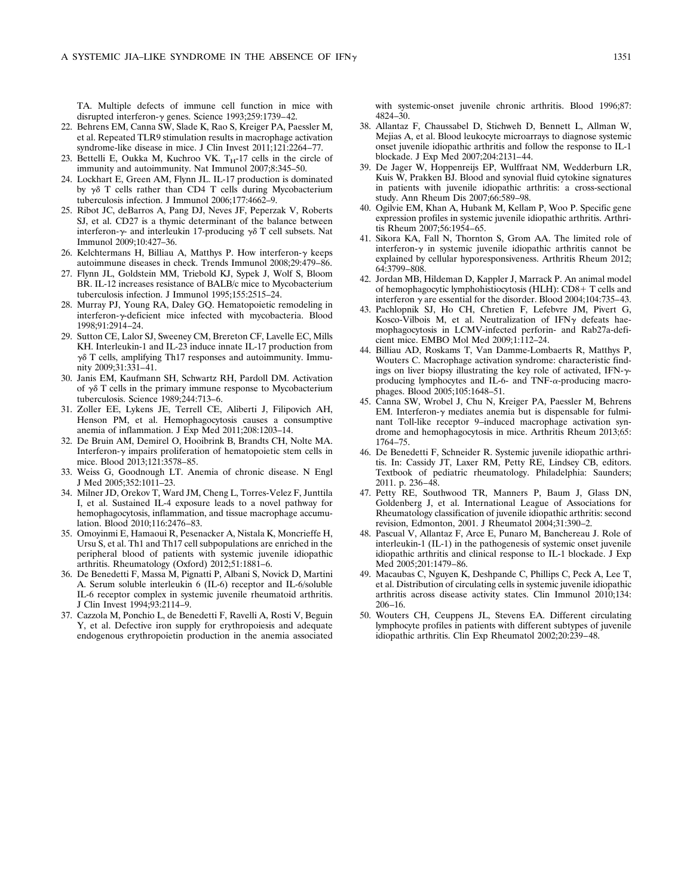TA. Multiple defects of immune cell function in mice with disrupted interferon-γ genes. Science 1993;259:1739–42.

22. Behrens EM, Canna SW, Slade K, Rao S, Kreiger PA, Paessler M, et al. Repeated TLR9 stimulation results in macrophage activation syndrome-like disease in mice. J Clin Invest 2011;121:2264–77.
23. Bettelli E, Oukka M, Kuchroo VK. $T_H$-17 cells in the circle of immunity and autoimmunity. Nat Immunol 2007;8:345–50.
24. Lockhart E, Green AM, Flynn JL. IL-17 production is dominated by γδ T cells rather than CD4 T cells during Mycobacterium tuberculosis infection. J Immunol 2006;177:4662–9.
25. Ribot JC, deBarros A, Pang DJ, Neves JF, Peperzak V, Roberts SJ, et al. CD27 is a thymic determinant of the balance between interferon-γ- and interleukin 17-producing γδ T cell subsets. Nat Immunol 2009;10:427–36.
26. Kelchtermans H, Billiau A, Matthys P. How interferon-γ keeps autoimmune diseases in check. Trends Immunol 2008;29:479–86.
27. Flynn JL, Goldstein MM, Triebold KJ, Sypek J, Wolf S, Bloom BR. IL-12 increases resistance of BALB/c mice to Mycobacterium tuberculosis infection. J Immunol 1995;155:2515–24.
28. Murray PJ, Young RA, Daley GQ. Hematopoietic remodeling in interferon-γ-deficient mice infected with mycobacteria. Blood 1998;91:2914–24.
29. Sutton CE, Lalor SJ, Sweeney CM, Brereton CF, Lavelle EC, Mills KH. Interleukin-1 and IL-23 induce innate IL-17 production from γδ T cells, amplifying Th17 responses and autoimmunity. Immunity 2009;31:331–41.
30. Janis EM, Kaufmann SH, Schwartz RH, Pardoll DM. Activation of γδ T cells in the primary immune response to Mycobacterium tuberculosis. Science 1989;244:713–6.
31. Zoller EE, Lykens JE, Terrell CE, Aliberti J, Filipovich AH, Henson PM, et al. Hemophagocytosis causes a consumptive anemia of inflammation. J Exp Med 2011;208:1203–14.
32. De Bruin AM, Demirel O, Hooibrink B, Brandts CH, Nolte MA. Interferon-γ impairs proliferation of hematopoietic stem cells in mice. Blood 2013;121:3578–85.
33. Weiss G, Goodnough LT. Anemia of chronic disease. N Engl J Med 2005;352:1011–23.
34. Milner JD, Orekov T, Ward JM, Cheng L, Torres-Velez F, Junttila I, et al. Sustained IL-4 exposure leads to a novel pathway for hemophagocytosis, inflammation, and tissue macrophage accumulation. Blood 2010;116:2476–83.
35. Omoyinmi E, Hamaoui R, Pesenacker A, Nistala K, Moncrieffe H, Ursu S, et al. Th1 and Th17 cell subpopulations are enriched in the peripheral blood of patients with systemic juvenile idiopathic arthritis. Rheumatology (Oxford) 2012;51:1881–6.
36. De Benedetti F, Massa M, Pignatti P, Albani S, Novick D, Martini A. Serum soluble interleukin 6 (IL-6) receptor and IL-6/soluble IL-6 receptor complex in systemic juvenile rheumatoid arthritis. J Clin Invest 1994;93:2114–9.
37. Cazzola M, Ponchio L, de Benedetti F, Ravelli A, Rosti V, Beguin Y, et al. Defective iron supply for erythropoiesis and adequate endogenous erythropoietin production in the anemia associated with systemic-onset juvenile chronic arthritis. Blood 1996;87: 4824–30.
38. Allantaz F, Chaussabel D, Stichweh D, Bennett L, Allman W, Mejias A, et al. Blood leukocyte microarrays to diagnose systemic onset juvenile idiopathic arthritis and follow the response to IL-1 blockade. J Exp Med 2007;204:2131–44.
39. De Jager W, Hoppenreijs EP, Wulffraat NM, Wedderburn LR, Kuis W, Prakken BJ. Blood and synovial fluid cytokine signatures in patients with juvenile idiopathic arthritis: a cross-sectional study. Ann Rheum Dis 2007;66:589–98.
40. Ogilvie EM, Khan A, Hubank M, Kellam P, Woo P. Specific gene expression profiles in systemic juvenile idiopathic arthritis. Arthritis Rheum 2007;56:1954–65.
41. Sikora KA, Fall N, Thornton S, Grom AA. The limited role of interferon-γ in systemic juvenile idiopathic arthritis cannot be explained by cellular hyporesponsiveness. Arthritis Rheum 2012; 64:3799–808.
42. Jordan MB, Hildeman D, Kappler J, Marrack P. An animal model of hemophagocytic lymphohistiocytosis (HLH): CD8+ T cells and interferon γ are essential for the disorder. Blood 2004;104:735–43.
43. Pachlopnik SJ, Ho CH, Chretien F, Lefebvre JM, Pivert G, Kosco-Vilbois M, et al. Neutralization of IFNγ defeats haemophagocytosis in LCMV-infected perforin- and Rab27a-deficient mice. EMBO Mol Med 2009;1:112–24.
44. Billiau AD, Roskams T, Van Damme-Lombaerts R, Matthys P, Wouters C. Macrophage activation syndrome: characteristic findings on liver biopsy illustrating the key role of activated, IFN-γ-producing lymphocytes and IL-6- and TNF-α-producing macrophages. Blood 2005;105:1648–51.
45. Canna SW, Wrobel J, Chu N, Kreiger PA, Paessler M, Behrens EM. Interferon-γ mediates anemia but is dispensable for fulminant Toll-like receptor 9–induced macrophage activation syndrome and hemophagocytosis in mice. Arthritis Rheum 2013;65: 1764–75.
46. De Benedetti F, Schneider R. Systemic juvenile idiopathic arthritis. In: Cassidy JT, Laxer RM, Petty RE, Lindsey CB, editors. Textbook of pediatric rheumatology. Philadelphia: Saunders; 2011. p. 236–48.
47. Petty RE, Southwood TR, Manners P, Baum J, Glass DN, Goldenberg J, et al. International League of Associations for Rheumatology classification of juvenile idiopathic arthritis: second revision, Edmonton, 2001. J Rheumatol 2004;31:390–2.
48. Pascual V, Allantaz F, Arce E, Punaro M, Banchereau J. Role of interleukin-1 (IL-1) in the pathogenesis of systemic onset juvenile idiopathic arthritis and clinical response to IL-1 blockade. J Exp Med 2005;201:1479–86.
49. Macaubas C, Nguyen K, Deshpande C, Phillips C, Peck A, Lee T, et al. Distribution of circulating cells in systemic juvenile idiopathic arthritis across disease activity states. Clin Immunol 2010;134: 206–16.
50. Wouters CH, Ceuppens JL, Stevens EA. Different circulating lymphocyte profiles in patients with different subtypes of juvenile idiopathic arthritis. Clin Exp Rheumatol 2002;20:239–48.